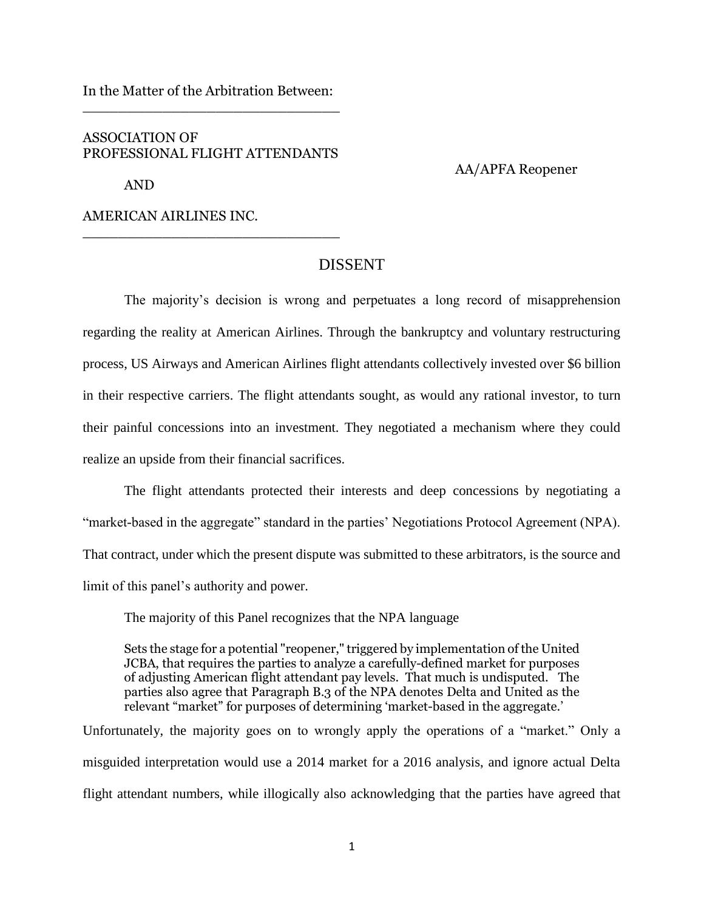In the Matter of the Arbitration Between:

ASSOCIATION OF
PROFESSIONAL FLIGHT ATTENDANTS

AND

AMERICAN AIRLINES INC.

AA/APFA Reopener

## DISSENT

The majority's decision is wrong and perpetuates a long record of misapprehension regarding the reality at American Airlines. Through the bankruptcy and voluntary restructuring process, US Airways and American Airlines flight attendants collectively invested over $6 billion in their respective carriers. The flight attendants sought, as would any rational investor, to turn their painful concessions into an investment. They negotiated a mechanism where they could realize an upside from their financial sacrifices.

The flight attendants protected their interests and deep concessions by negotiating a "market-based in the aggregate" standard in the parties' Negotiations Protocol Agreement (NPA). That contract, under which the present dispute was submitted to these arbitrators, is the source and limit of this panel's authority and power.

The majority of this Panel recognizes that the NPA language

> Sets the stage for a potential "reopener," triggered by implementation of the United JCBA, that requires the parties to analyze a carefully-defined market for purposes of adjusting American flight attendant pay levels. That much is undisputed. The parties also agree that Paragraph B.3 of the NPA denotes Delta and United as the relevant "market" for purposes of determining 'market-based in the aggregate.'

Unfortunately, the majority goes on to wrongly apply the operations of a "market." Only a misguided interpretation would use a 2014 market for a 2016 analysis, and ignore actual Delta flight attendant numbers, while illogically also acknowledging that the parties have agreed that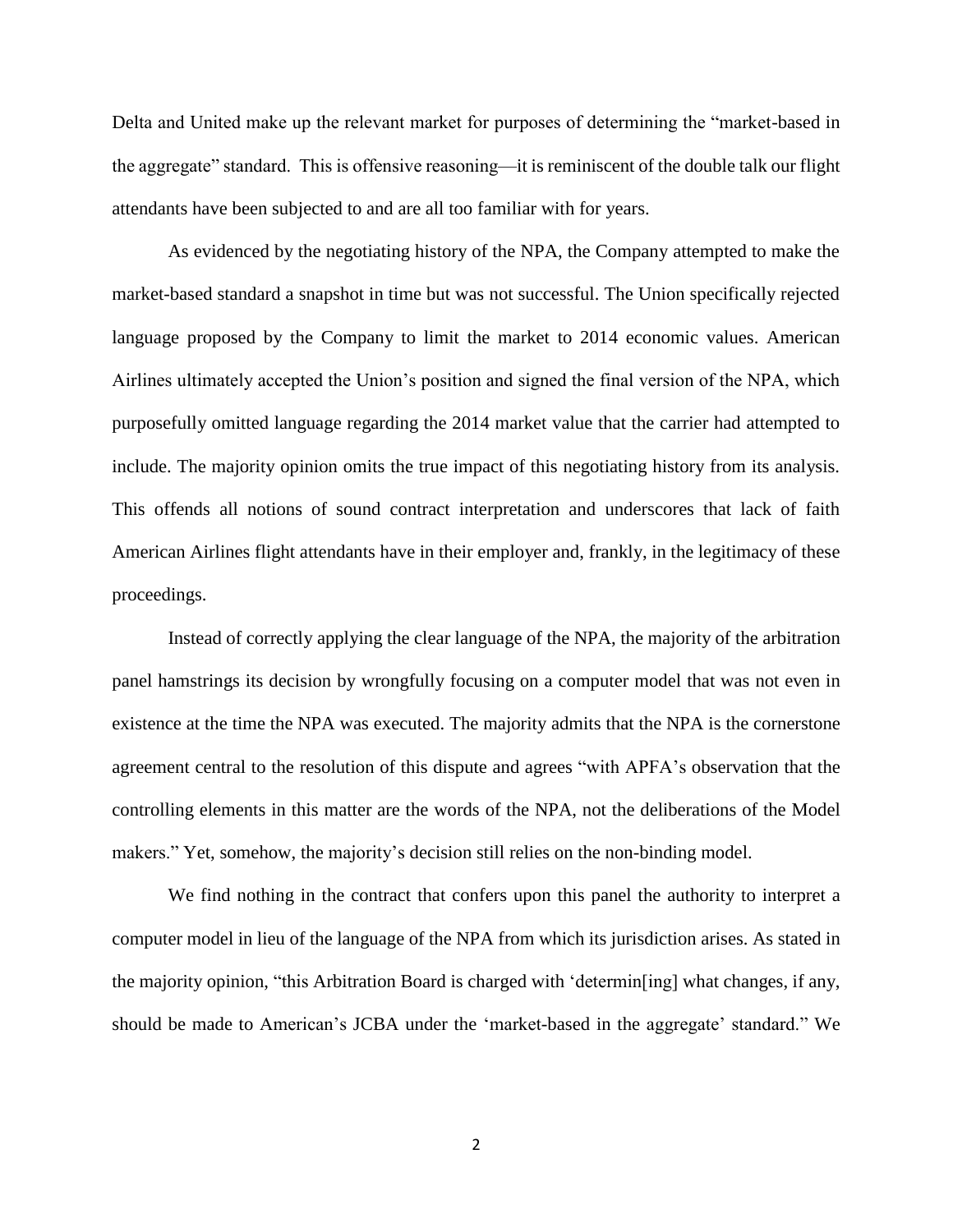Delta and United make up the relevant market for purposes of determining the "market-based in the aggregate" standard. This is offensive reasoning—it is reminiscent of the double talk our flight attendants have been subjected to and are all too familiar with for years.

As evidenced by the negotiating history of the NPA, the Company attempted to make the market-based standard a snapshot in time but was not successful. The Union specifically rejected language proposed by the Company to limit the market to 2014 economic values. American Airlines ultimately accepted the Union's position and signed the final version of the NPA, which purposefully omitted language regarding the 2014 market value that the carrier had attempted to include. The majority opinion omits the true impact of this negotiating history from its analysis. This offends all notions of sound contract interpretation and underscores that lack of faith American Airlines flight attendants have in their employer and, frankly, in the legitimacy of these proceedings.

Instead of correctly applying the clear language of the NPA, the majority of the arbitration panel hamstrings its decision by wrongfully focusing on a computer model that was not even in existence at the time the NPA was executed. The majority admits that the NPA is the cornerstone agreement central to the resolution of this dispute and agrees "with APFA's observation that the controlling elements in this matter are the words of the NPA, not the deliberations of the Model makers." Yet, somehow, the majority's decision still relies on the non-binding model.

We find nothing in the contract that confers upon this panel the authority to interpret a computer model in lieu of the language of the NPA from which its jurisdiction arises. As stated in the majority opinion, "this Arbitration Board is charged with 'determin[ing] what changes, if any, should be made to American's JCBA under the 'market-based in the aggregate' standard." We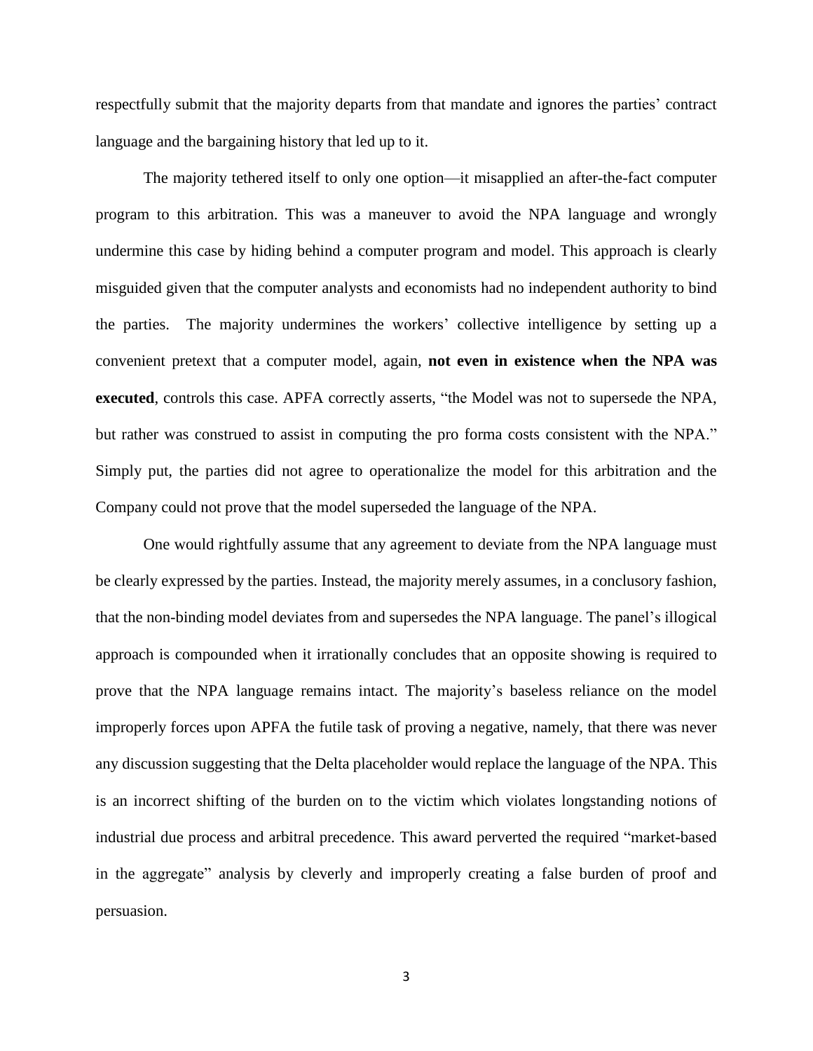respectfully submit that the majority departs from that mandate and ignores the parties' contract language and the bargaining history that led up to it.

The majority tethered itself to only one option—it misapplied an after-the-fact computer program to this arbitration. This was a maneuver to avoid the NPA language and wrongly undermine this case by hiding behind a computer program and model. This approach is clearly misguided given that the computer analysts and economists had no independent authority to bind the parties. The majority undermines the workers' collective intelligence by setting up a convenient pretext that a computer model, again, **not even in existence when the NPA was executed**, controls this case. APFA correctly asserts, "the Model was not to supersede the NPA, but rather was construed to assist in computing the pro forma costs consistent with the NPA." Simply put, the parties did not agree to operationalize the model for this arbitration and the Company could not prove that the model superseded the language of the NPA.

One would rightfully assume that any agreement to deviate from the NPA language must be clearly expressed by the parties. Instead, the majority merely assumes, in a conclusory fashion, that the non-binding model deviates from and supersedes the NPA language. The panel's illogical approach is compounded when it irrationally concludes that an opposite showing is required to prove that the NPA language remains intact. The majority's baseless reliance on the model improperly forces upon APFA the futile task of proving a negative, namely, that there was never any discussion suggesting that the Delta placeholder would replace the language of the NPA. This is an incorrect shifting of the burden on to the victim which violates longstanding notions of industrial due process and arbitral precedence. This award perverted the required "market-based in the aggregate" analysis by cleverly and improperly creating a false burden of proof and persuasion.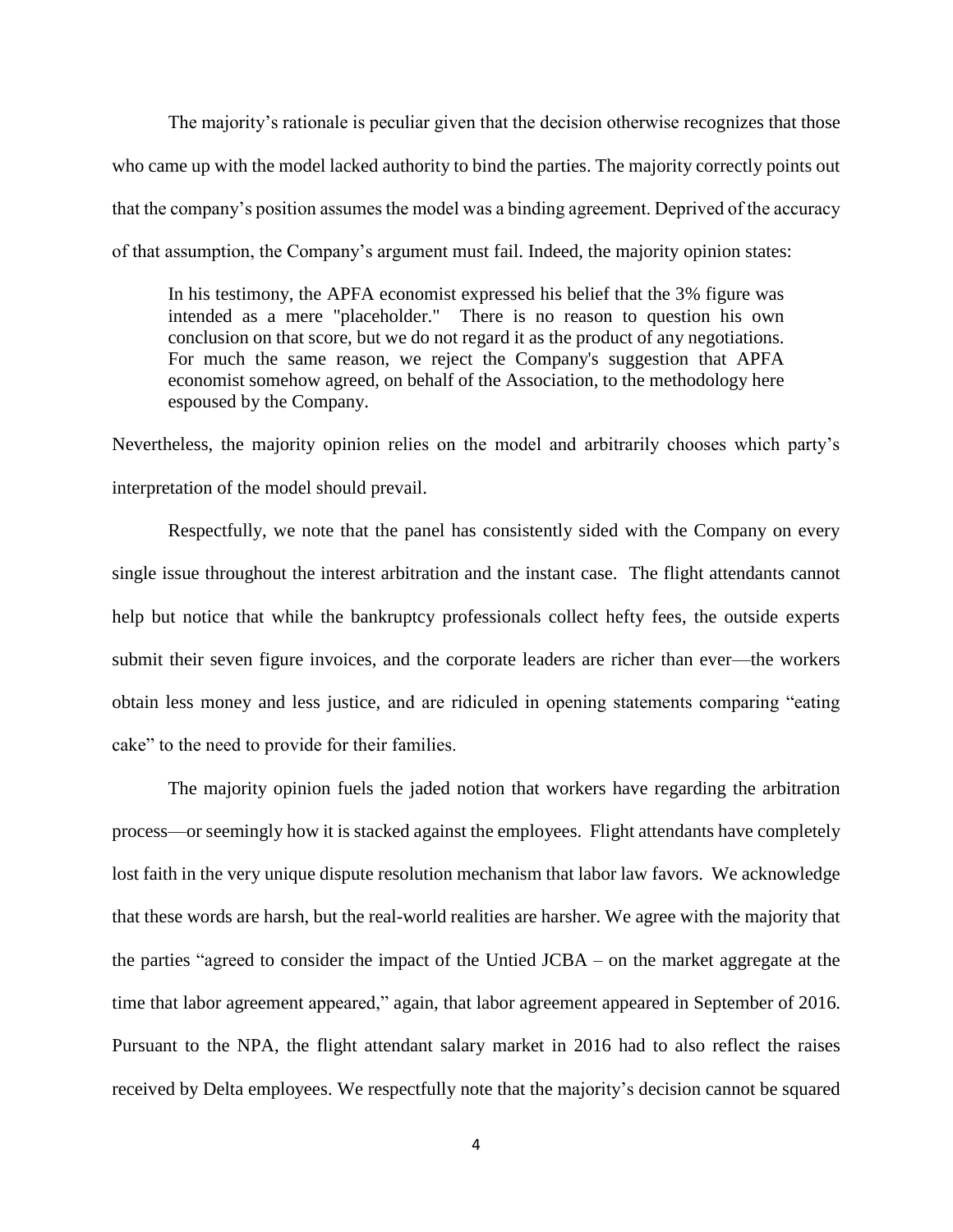The majority's rationale is peculiar given that the decision otherwise recognizes that those who came up with the model lacked authority to bind the parties. The majority correctly points out that the company's position assumes the model was a binding agreement. Deprived of the accuracy of that assumption, the Company's argument must fail. Indeed, the majority opinion states:

> In his testimony, the APFA economist expressed his belief that the 3% figure was intended as a mere "placeholder." There is no reason to question his own conclusion on that score, but we do not regard it as the product of any negotiations. For much the same reason, we reject the Company's suggestion that APFA economist somehow agreed, on behalf of the Association, to the methodology here espoused by the Company.

Nevertheless, the majority opinion relies on the model and arbitrarily chooses which party's interpretation of the model should prevail.

Respectfully, we note that the panel has consistently sided with the Company on every single issue throughout the interest arbitration and the instant case. The flight attendants cannot help but notice that while the bankruptcy professionals collect hefty fees, the outside experts submit their seven figure invoices, and the corporate leaders are richer than ever—the workers obtain less money and less justice, and are ridiculed in opening statements comparing "eating cake" to the need to provide for their families.

The majority opinion fuels the jaded notion that workers have regarding the arbitration process—or seemingly how it is stacked against the employees. Flight attendants have completely lost faith in the very unique dispute resolution mechanism that labor law favors. We acknowledge that these words are harsh, but the real-world realities are harsher. We agree with the majority that the parties "agreed to consider the impact of the Untied JCBA – on the market aggregate at the time that labor agreement appeared," again, that labor agreement appeared in September of 2016. Pursuant to the NPA, the flight attendant salary market in 2016 had to also reflect the raises received by Delta employees. We respectfully note that the majority's decision cannot be squared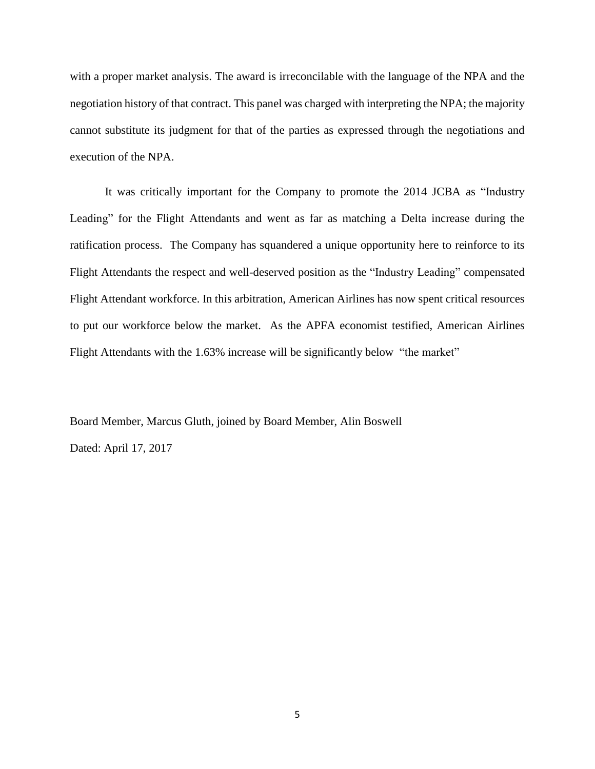with a proper market analysis. The award is irreconcilable with the language of the NPA and the negotiation history of that contract. This panel was charged with interpreting the NPA; the majority cannot substitute its judgment for that of the parties as expressed through the negotiations and execution of the NPA.

It was critically important for the Company to promote the 2014 JCBA as "Industry Leading" for the Flight Attendants and went as far as matching a Delta increase during the ratification process. The Company has squandered a unique opportunity here to reinforce to its Flight Attendants the respect and well-deserved position as the "Industry Leading" compensated Flight Attendant workforce. In this arbitration, American Airlines has now spent critical resources to put our workforce below the market. As the APFA economist testified, American Airlines Flight Attendants with the 1.63% increase will be significantly below "the market"

Board Member, Marcus Gluth, joined by Board Member, Alin Boswell

Dated: April 17, 2017